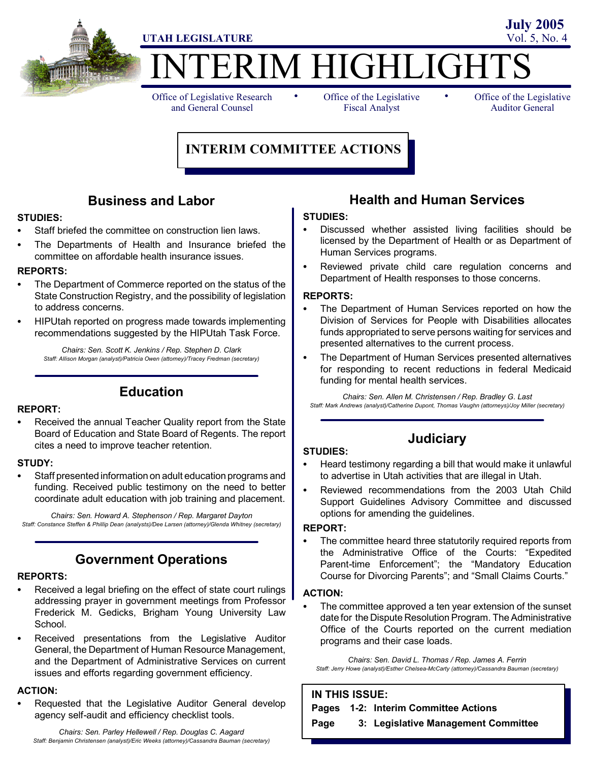UTAH LEGISLATURE

July 2005
Vol. 5, No. 4

# INTERIM HIGHLIGHTS

Office of Legislative Research and General Counsel • Office of the Legislative Fiscal Analyst • Office of the Legislative Auditor General

## INTERIM COMMITTEE ACTIONS

### Business and Labor

**STUDIES:**

- Staff briefed the committee on construction lien laws.
- The Departments of Health and Insurance briefed the committee on affordable health insurance issues.

**REPORTS:**

- The Department of Commerce reported on the status of the State Construction Registry, and the possibility of legislation to address concerns.
- HIPUtah reported on progress made towards implementing recommendations suggested by the HIPUtah Task Force.

*Chairs: Sen. Scott K. Jenkins / Rep. Stephen D. Clark*
*Staff: Allison Morgan (analyst)/Patricia Owen (attorney)/Tracey Fredman (secretary)*

### Education

**REPORT:**

- Received the annual Teacher Quality report from the State Board of Education and State Board of Regents. The report cites a need to improve teacher retention.

**STUDY:**

- Staff presented information on adult education programs and funding. Received public testimony on the need to better coordinate adult education with job training and placement.

*Chairs: Sen. Howard A. Stephenson / Rep. Margaret Dayton*
*Staff: Constance Steffen & Phillip Dean (analysts)/Dee Larsen (attorney)/Glenda Whitney (secretary)*

### Government Operations

**REPORTS:**

- Received a legal briefing on the effect of state court rulings addressing prayer in government meetings from Professor Frederick M. Gedicks, Brigham Young University Law School.
- Received presentations from the Legislative Auditor General, the Department of Human Resource Management, and the Department of Administrative Services on current issues and efforts regarding government efficiency.

**ACTION:**

- Requested that the Legislative Auditor General develop agency self-audit and efficiency checklist tools.

*Chairs: Sen. Parley Hellewell / Rep. Douglas C. Aagard*
*Staff: Benjamin Christensen (analyst)/Eric Weeks (attorney)/Cassandra Bauman (secretary)*

### Health and Human Services

**STUDIES:**

- Discussed whether assisted living facilities should be licensed by the Department of Health or as Department of Human Services programs.
- Reviewed private child care regulation concerns and Department of Health responses to those concerns.

**REPORTS:**

- The Department of Human Services reported on how the Division of Services for People with Disabilities allocates funds appropriated to serve persons waiting for services and presented alternatives to the current process.
- The Department of Human Services presented alternatives for responding to recent reductions in federal Medicaid funding for mental health services.

*Chairs: Sen. Allen M. Christensen / Rep. Bradley G. Last*
*Staff: Mark Andrews (analyst)/Catherine Dupont, Thomas Vaughn (attorneys)/Joy Miller (secretary)*

### Judiciary

**STUDIES:**

- Heard testimony regarding a bill that would make it unlawful to advertise in Utah activities that are illegal in Utah.
- Reviewed recommendations from the 2003 Utah Child Support Guidelines Advisory Committee and discussed options for amending the guidelines.

**REPORT:**

- The committee heard three statutorily required reports from the Administrative Office of the Courts: "Expedited Parent-time Enforcement"; the "Mandatory Education Course for Divorcing Parents"; and "Small Claims Courts."

**ACTION:**

- The committee approved a ten year extension of the sunset date for the Dispute Resolution Program. The Administrative Office of the Courts reported on the current mediation programs and their case loads.

*Chairs: Sen. David L. Thomas / Rep. James A. Ferrin*
*Staff: Jerry Howe (analyst)/Esther Chelsea-McCarty (attorney)/Cassandra Bauman (secretary)*

**IN THIS ISSUE:**

**Pages 1-2: Interim Committee Actions**
**Page 3: Legislative Management Committee**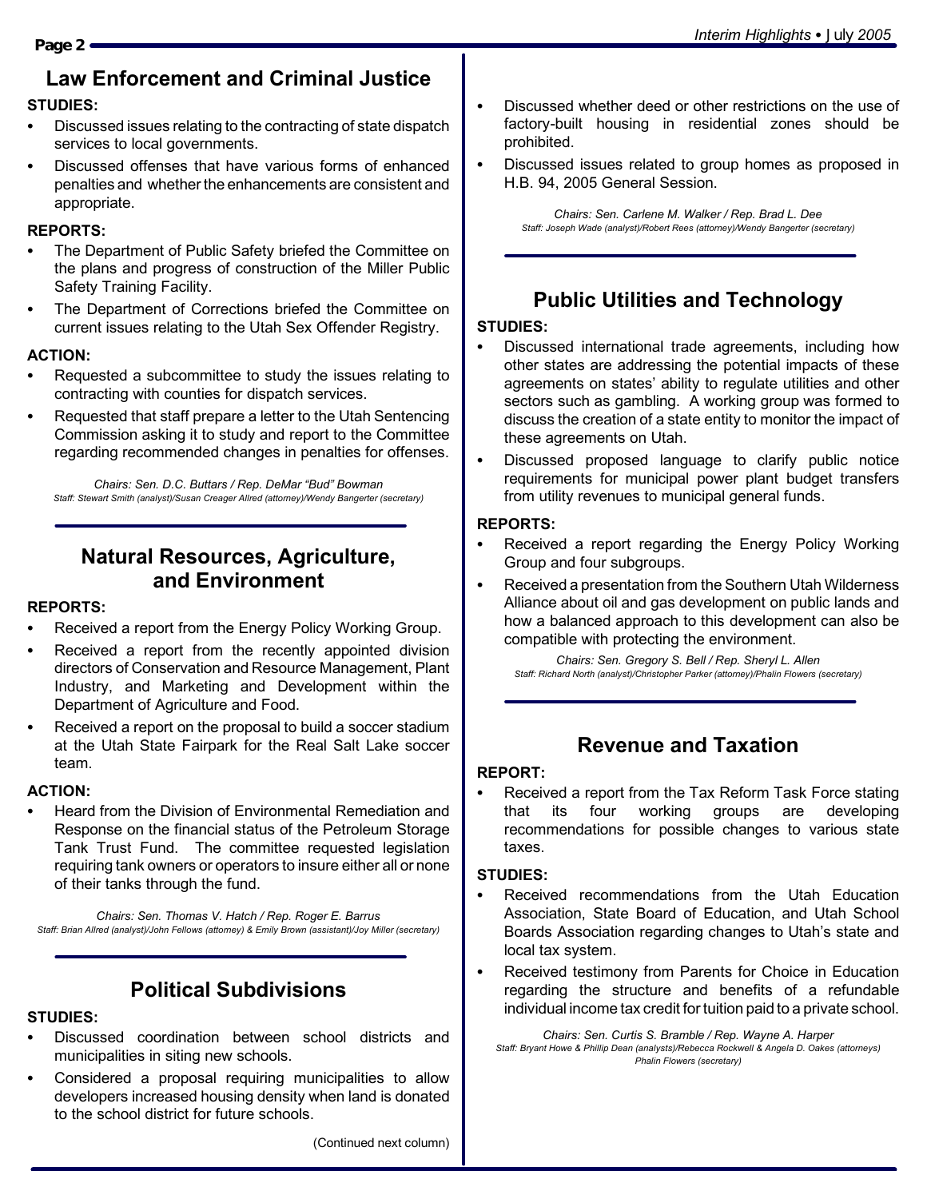## Law Enforcement and Criminal Justice

**STUDIES:**

- Discussed issues relating to the contracting of state dispatch services to local governments.
- Discussed offenses that have various forms of enhanced penalties and whether the enhancements are consistent and appropriate.

**REPORTS:**

- The Department of Public Safety briefed the Committee on the plans and progress of construction of the Miller Public Safety Training Facility.
- The Department of Corrections briefed the Committee on current issues relating to the Utah Sex Offender Registry.

**ACTION:**

- Requested a subcommittee to study the issues relating to contracting with counties for dispatch services.
- Requested that staff prepare a letter to the Utah Sentencing Commission asking it to study and report to the Committee regarding recommended changes in penalties for offenses.

*Chairs: Sen. D.C. Buttars / Rep. DeMar "Bud" Bowman*
*Staff: Stewart Smith (analyst)/Susan Creager Allred (attorney)/Wendy Bangerter (secretary)*

## Natural Resources, Agriculture, and Environment

**REPORTS:**

- Received a report from the Energy Policy Working Group.
- Received a report from the recently appointed division directors of Conservation and Resource Management, Plant Industry, and Marketing and Development within the Department of Agriculture and Food.
- Received a report on the proposal to build a soccer stadium at the Utah State Fairpark for the Real Salt Lake soccer team.

**ACTION:**

- Heard from the Division of Environmental Remediation and Response on the financial status of the Petroleum Storage Tank Trust Fund. The committee requested legislation requiring tank owners or operators to insure either all or none of their tanks through the fund.

*Chairs: Sen. Thomas V. Hatch / Rep. Roger E. Barrus*
*Staff: Brian Allred (analyst)/John Fellows (attorney) & Emily Brown (assistant)/Joy Miller (secretary)*

## Political Subdivisions

**STUDIES:**

- Discussed coordination between school districts and municipalities in siting new schools.
- Considered a proposal requiring municipalities to allow developers increased housing density when land is donated to the school district for future schools.
- Discussed whether deed or other restrictions on the use of factory-built housing in residential zones should be prohibited.
- Discussed issues related to group homes as proposed in H.B. 94, 2005 General Session.

*Chairs: Sen. Carlene M. Walker / Rep. Brad L. Dee*
*Staff: Joseph Wade (analyst)/Robert Rees (attorney)/Wendy Bangerter (secretary)*

## Public Utilities and Technology

**STUDIES:**

- Discussed international trade agreements, including how other states are addressing the potential impacts of these agreements on states' ability to regulate utilities and other sectors such as gambling. A working group was formed to discuss the creation of a state entity to monitor the impact of these agreements on Utah.
- Discussed proposed language to clarify public notice requirements for municipal power plant budget transfers from utility revenues to municipal general funds.

**REPORTS:**

- Received a report regarding the Energy Policy Working Group and four subgroups.
- Received a presentation from the Southern Utah Wilderness Alliance about oil and gas development on public lands and how a balanced approach to this development can also be compatible with protecting the environment.

*Chairs: Sen. Gregory S. Bell / Rep. Sheryl L. Allen*
*Staff: Richard North (analyst)/Christopher Parker (attorney)/Phalin Flowers (secretary)*

## Revenue and Taxation

**REPORT:**

- Received a report from the Tax Reform Task Force stating that its four working groups are developing recommendations for possible changes to various state taxes.

**STUDIES:**

- Received recommendations from the Utah Education Association, State Board of Education, and Utah School Boards Association regarding changes to Utah's state and local tax system.
- Received testimony from Parents for Choice in Education regarding the structure and benefits of a refundable individual income tax credit for tuition paid to a private school.

*Chairs: Sen. Curtis S. Bramble / Rep. Wayne A. Harper*
*Staff: Bryant Howe & Phillip Dean (analysts)/Rebecca Rockwell & Angela D. Oakes (attorneys) Phalin Flowers (secretary)*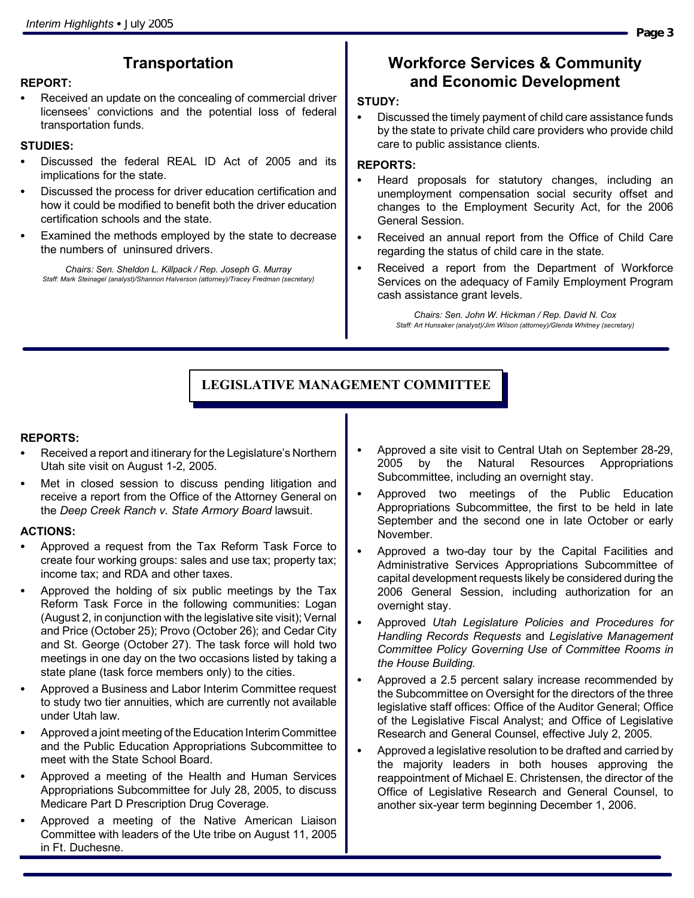## Transportation

**REPORT:**

- Received an update on the concealing of commercial driver licensees' convictions and the potential loss of federal transportation funds.

**STUDIES:**

- Discussed the federal REAL ID Act of 2005 and its implications for the state.
- Discussed the process for driver education certification and how it could be modified to benefit both the driver education certification schools and the state.
- Examined the methods employed by the state to decrease the numbers of uninsured drivers.

*Chairs: Sen. Sheldon L. Killpack / Rep. Joseph G. Murray*
*Staff: Mark Steinagel (analyst)/Shannon Halverson (attorney)/Tracey Fredman (secretary)*

## Workforce Services & Community and Economic Development

**STUDY:**

- Discussed the timely payment of child care assistance funds by the state to private child care providers who provide child care to public assistance clients.

**REPORTS:**

- Heard proposals for statutory changes, including an unemployment compensation social security offset and changes to the Employment Security Act, for the 2006 General Session.
- Received an annual report from the Office of Child Care regarding the status of child care in the state.
- Received a report from the Department of Workforce Services on the adequacy of Family Employment Program cash assistance grant levels.

*Chairs: Sen. John W. Hickman / Rep. David N. Cox*
*Staff: Art Hunsaker (analyst)/Jim Wilson (attorney)/Glenda Whitney (secretary)*

## LEGISLATIVE MANAGEMENT COMMITTEE

**REPORTS:**

- Received a report and itinerary for the Legislature's Northern Utah site visit on August 1-2, 2005.
- Met in closed session to discuss pending litigation and receive a report from the Office of the Attorney General on the *Deep Creek Ranch v. State Armory Board* lawsuit.

**ACTIONS:**

- Approved a request from the Tax Reform Task Force to create four working groups: sales and use tax; property tax; income tax; and RDA and other taxes.
- Approved the holding of six public meetings by the Tax Reform Task Force in the following communities: Logan (August 2, in conjunction with the legislative site visit); Vernal and Price (October 25); Provo (October 26); and Cedar City and St. George (October 27). The task force will hold two meetings in one day on the two occasions listed by taking a state plane (task force members only) to the cities.
- Approved a Business and Labor Interim Committee request to study two tier annuities, which are currently not available under Utah law.
- Approved a joint meeting of the Education Interim Committee and the Public Education Appropriations Subcommittee to meet with the State School Board.
- Approved a meeting of the Health and Human Services Appropriations Subcommittee for July 28, 2005, to discuss Medicare Part D Prescription Drug Coverage.
- Approved a meeting of the Native American Liaison Committee with leaders of the Ute tribe on August 11, 2005 in Ft. Duchesne.
- Approved a site visit to Central Utah on September 28-29, 2005 by the Natural Resources Appropriations Subcommittee, including an overnight stay.
- Approved two meetings of the Public Education Appropriations Subcommittee, the first to be held in late September and the second one in late October or early November.
- Approved a two-day tour by the Capital Facilities and Administrative Services Appropriations Subcommittee of capital development requests likely be considered during the 2006 General Session, including authorization for an overnight stay.
- Approved *Utah Legislature Policies and Procedures for Handling Records Requests* and *Legislative Management Committee Policy Governing Use of Committee Rooms in the House Building.*
- Approved a 2.5 percent salary increase recommended by the Subcommittee on Oversight for the directors of the three legislative staff offices: Office of the Auditor General; Office of the Legislative Fiscal Analyst; and Office of Legislative Research and General Counsel, effective July 2, 2005.
- Approved a legislative resolution to be drafted and carried by the majority leaders in both houses approving the reappointment of Michael E. Christensen, the director of the Office of Legislative Research and General Counsel, to another six-year term beginning December 1, 2006.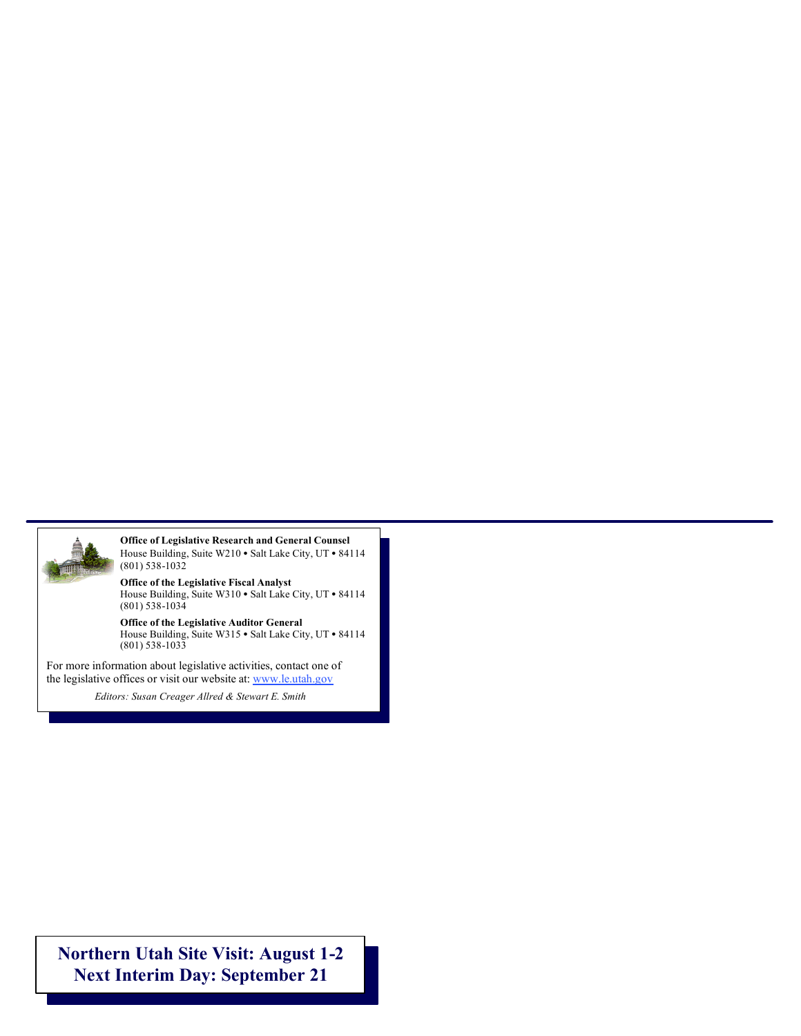**Office of Legislative Research and General Counsel**
House Building, Suite W210 • Salt Lake City, UT • 84114
(801) 538-1032

**Office of the Legislative Fiscal Analyst**
House Building, Suite W310 • Salt Lake City, UT • 84114
(801) 538-1034

**Office of the Legislative Auditor General**
House Building, Suite W315 • Salt Lake City, UT • 84114
(801) 538-1033

For more information about legislative activities, contact one of the legislative offices or visit our website at: www.le.utah.gov

*Editors: Susan Creager Allred & Stewart E. Smith*

**Northern Utah Site Visit: August 1-2**
**Next Interim Day: September 21**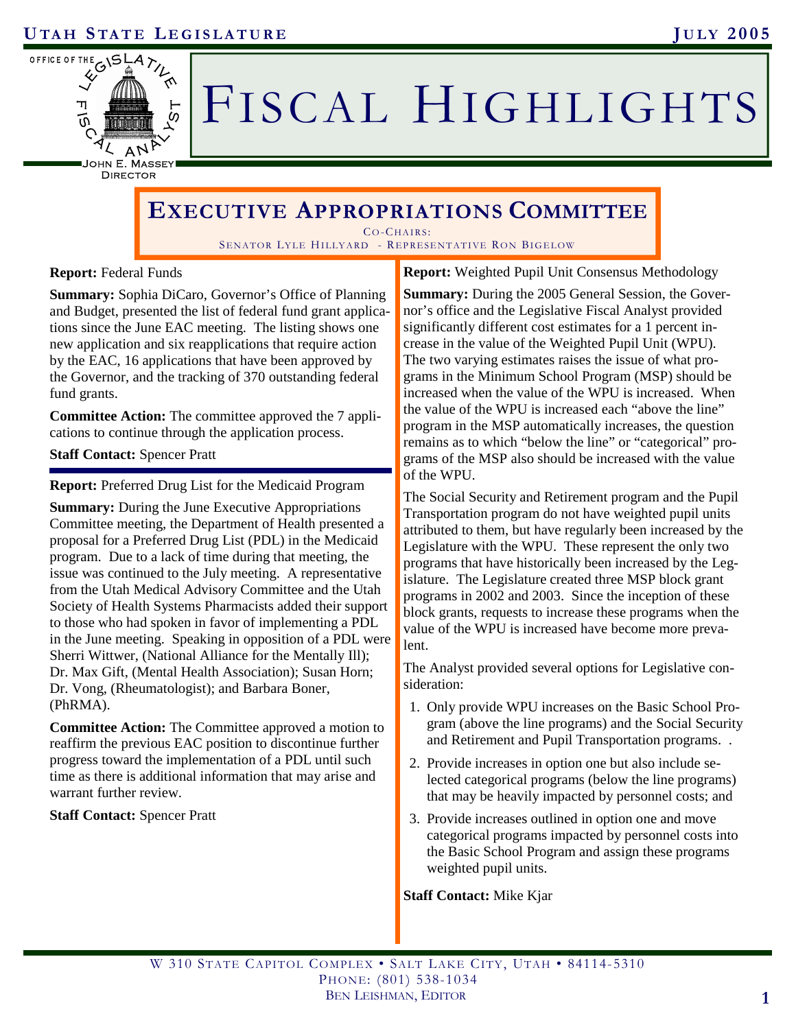# Fiscal Highlights

## Executive Appropriations Committee

Co-Chairs:
Senator Lyle Hillyard - Representative Ron Bigelow

**Report:** Federal Funds

**Summary:** Sophia DiCaro, Governor's Office of Planning and Budget, presented the list of federal fund grant applications since the June EAC meeting. The listing shows one new application and six reapplications that require action by the EAC, 16 applications that have been approved by the Governor, and the tracking of 370 outstanding federal fund grants.

**Committee Action:** The committee approved the 7 applications to continue through the application process.

**Staff Contact:** Spencer Pratt

---

**Report:** Preferred Drug List for the Medicaid Program

**Summary:** During the June Executive Appropriations Committee meeting, the Department of Health presented a proposal for a Preferred Drug List (PDL) in the Medicaid program. Due to a lack of time during that meeting, the issue was continued to the July meeting. A representative from the Utah Medical Advisory Committee and the Utah Society of Health Systems Pharmacists added their support to those who had spoken in favor of implementing a PDL in the June meeting. Speaking in opposition of a PDL were Sherri Wittwer, (National Alliance for the Mentally Ill); Dr. Max Gift, (Mental Health Association); Susan Horn; Dr. Vong, (Rheumatologist); and Barbara Boner, (PhRMA).

**Committee Action:** The Committee approved a motion to reaffirm the previous EAC position to discontinue further progress toward the implementation of a PDL until such time as there is additional information that may arise and warrant further review.

**Staff Contact:** Spencer Pratt

---

**Report:** Weighted Pupil Unit Consensus Methodology

**Summary:** During the 2005 General Session, the Governor's office and the Legislative Fiscal Analyst provided significantly different cost estimates for a 1 percent increase in the value of the Weighted Pupil Unit (WPU). The two varying estimates raises the issue of what programs in the Minimum School Program (MSP) should be increased when the value of the WPU is increased. When the value of the WPU is increased each "above the line" program in the MSP automatically increases, the question remains as to which "below the line" or "categorical" programs of the MSP also should be increased with the value of the WPU.

The Social Security and Retirement program and the Pupil Transportation program do not have weighted pupil units attributed to them, but have regularly been increased by the Legislature with the WPU. These represent the only two programs that have historically been increased by the Legislature. The Legislature created three MSP block grant programs in 2002 and 2003. Since the inception of these block grants, requests to increase these programs when the value of the WPU is increased have become more prevalent.

The Analyst provided several options for Legislative consideration:

1. Only provide WPU increases on the Basic School Program (above the line programs) and the Social Security and Retirement and Pupil Transportation programs. .
2. Provide increases in option one but also include selected categorical programs (below the line programs) that may be heavily impacted by personnel costs; and
3. Provide increases outlined in option one and move categorical programs impacted by personnel costs into the Basic School Program and assign these programs weighted pupil units.

**Staff Contact:** Mike Kjar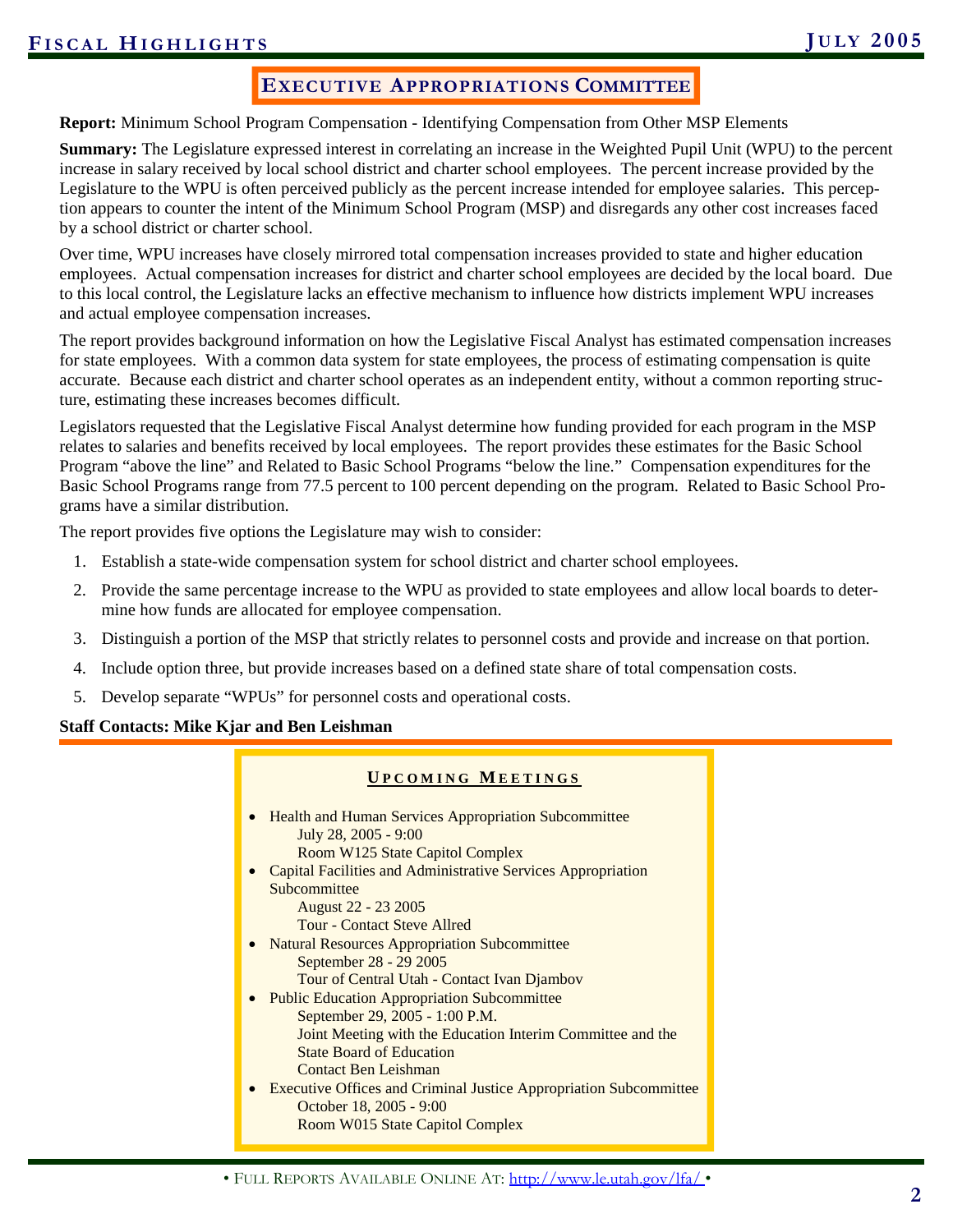## Executive Appropriations Committee

**Report:** Minimum School Program Compensation - Identifying Compensation from Other MSP Elements

**Summary:** The Legislature expressed interest in correlating an increase in the Weighted Pupil Unit (WPU) to the percent increase in salary received by local school district and charter school employees. The percent increase provided by the Legislature to the WPU is often perceived publicly as the percent increase intended for employee salaries. This perception appears to counter the intent of the Minimum School Program (MSP) and disregards any other cost increases faced by a school district or charter school.

Over time, WPU increases have closely mirrored total compensation increases provided to state and higher education employees. Actual compensation increases for district and charter school employees are decided by the local board. Due to this local control, the Legislature lacks an effective mechanism to influence how districts implement WPU increases and actual employee compensation increases.

The report provides background information on how the Legislative Fiscal Analyst has estimated compensation increases for state employees. With a common data system for state employees, the process of estimating compensation is quite accurate. Because each district and charter school operates as an independent entity, without a common reporting structure, estimating these increases becomes difficult.

Legislators requested that the Legislative Fiscal Analyst determine how funding provided for each program in the MSP relates to salaries and benefits received by local employees. The report provides these estimates for the Basic School Program "above the line" and Related to Basic School Programs "below the line." Compensation expenditures for the Basic School Programs range from 77.5 percent to 100 percent depending on the program. Related to Basic School Programs have a similar distribution.

The report provides five options the Legislature may wish to consider:

1. Establish a state-wide compensation system for school district and charter school employees.
2. Provide the same percentage increase to the WPU as provided to state employees and allow local boards to determine how funds are allocated for employee compensation.
3. Distinguish a portion of the MSP that strictly relates to personnel costs and provide and increase on that portion.
4. Include option three, but provide increases based on a defined state share of total compensation costs.
5. Develop separate "WPUs" for personnel costs and operational costs.

**Staff Contacts: Mike Kjar and Ben Leishman**

### Upcoming Meetings

- Health and Human Services Appropriation Subcommittee
  July 28, 2005 - 9:00
  Room W125 State Capitol Complex
- Capital Facilities and Administrative Services Appropriation Subcommittee
  August 22 - 23 2005
  Tour - Contact Steve Allred
- Natural Resources Appropriation Subcommittee
  September 28 - 29 2005
  Tour of Central Utah - Contact Ivan Djambov
- Public Education Appropriation Subcommittee
  September 29, 2005 - 1:00 P.M.
  Joint Meeting with the Education Interim Committee and the State Board of Education
  Contact Ben Leishman
- Executive Offices and Criminal Justice Appropriation Subcommittee
  October 18, 2005 - 9:00
  Room W015 State Capitol Complex

• Full Reports Available Online At: http://www.le.utah.gov/lfa/ •